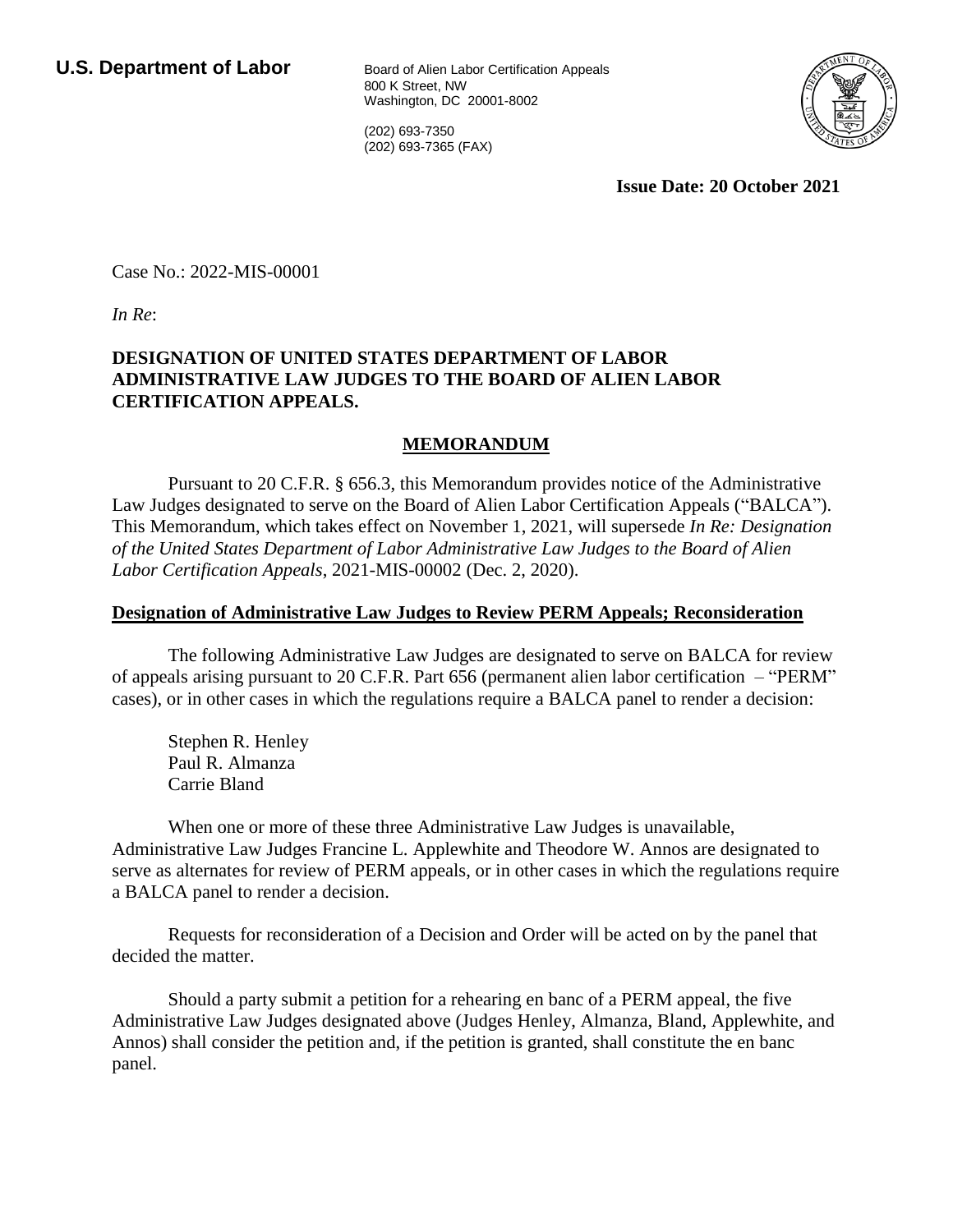**U.S. Department of Labor**

Board of Alien Labor Certification Appeals
800 K Street, NW
Washington, DC 20001-8002

(202) 693-7350
(202) 693-7365 (FAX)

**Issue Date: 20 October 2021**

Case No.: 2022-MIS-00001

*In Re*:

**DESIGNATION OF UNITED STATES DEPARTMENT OF LABOR ADMINISTRATIVE LAW JUDGES TO THE BOARD OF ALIEN LABOR CERTIFICATION APPEALS.**

## MEMORANDUM

Pursuant to 20 C.F.R. § 656.3, this Memorandum provides notice of the Administrative Law Judges designated to serve on the Board of Alien Labor Certification Appeals ("BALCA"). This Memorandum, which takes effect on November 1, 2021, will supersede *In Re: Designation of the United States Department of Labor Administrative Law Judges to the Board of Alien Labor Certification Appeals*, 2021-MIS-00002 (Dec. 2, 2020).

### Designation of Administrative Law Judges to Review PERM Appeals; Reconsideration

The following Administrative Law Judges are designated to serve on BALCA for review of appeals arising pursuant to 20 C.F.R. Part 656 (permanent alien labor certification – "PERM" cases), or in other cases in which the regulations require a BALCA panel to render a decision:

Stephen R. Henley
Paul R. Almanza
Carrie Bland

When one or more of these three Administrative Law Judges is unavailable, Administrative Law Judges Francine L. Applewhite and Theodore W. Annos are designated to serve as alternates for review of PERM appeals, or in other cases in which the regulations require a BALCA panel to render a decision.

Requests for reconsideration of a Decision and Order will be acted on by the panel that decided the matter.

Should a party submit a petition for a rehearing en banc of a PERM appeal, the five Administrative Law Judges designated above (Judges Henley, Almanza, Bland, Applewhite, and Annos) shall consider the petition and, if the petition is granted, shall constitute the en banc panel.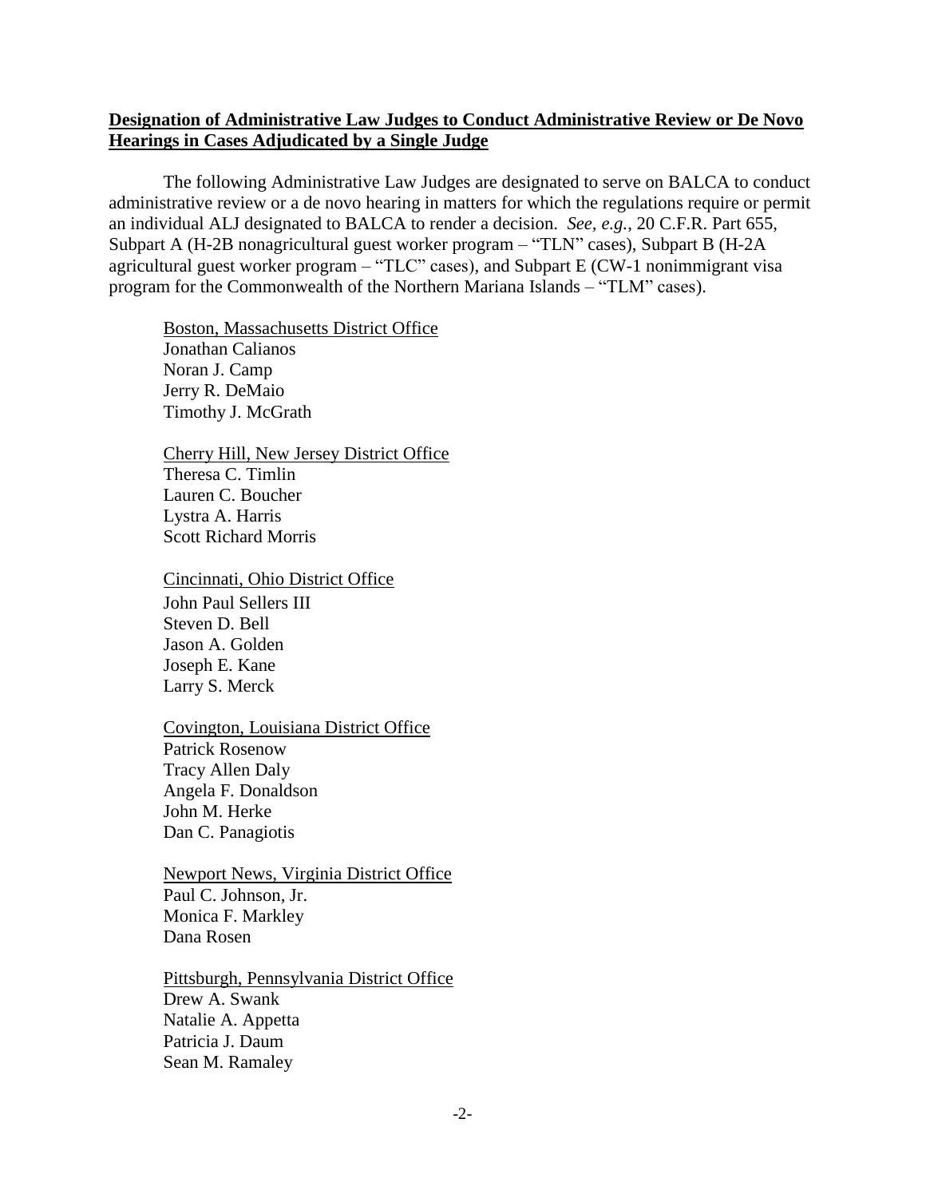**Designation of Administrative Law Judges to Conduct Administrative Review or De Novo Hearings in Cases Adjudicated by a Single Judge**

The following Administrative Law Judges are designated to serve on BALCA to conduct administrative review or a de novo hearing in matters for which the regulations require or permit an individual ALJ designated to BALCA to render a decision. *See, e.g.*, 20 C.F.R. Part 655, Subpart A (H-2B nonagricultural guest worker program – "TLN" cases), Subpart B (H-2A agricultural guest worker program – "TLC" cases), and Subpart E (CW-1 nonimmigrant visa program for the Commonwealth of the Northern Mariana Islands – "TLM" cases).

Boston, Massachusetts District Office
Jonathan Calianos
Noran J. Camp
Jerry R. DeMaio
Timothy J. McGrath

Cherry Hill, New Jersey District Office
Theresa C. Timlin
Lauren C. Boucher
Lystra A. Harris
Scott Richard Morris

Cincinnati, Ohio District Office
John Paul Sellers III
Steven D. Bell
Jason A. Golden
Joseph E. Kane
Larry S. Merck

Covington, Louisiana District Office
Patrick Rosenow
Tracy Allen Daly
Angela F. Donaldson
John M. Herke
Dan C. Panagiotis

Newport News, Virginia District Office
Paul C. Johnson, Jr.
Monica F. Markley
Dana Rosen

Pittsburgh, Pennsylvania District Office
Drew A. Swank
Natalie A. Appetta
Patricia J. Daum
Sean M. Ramaley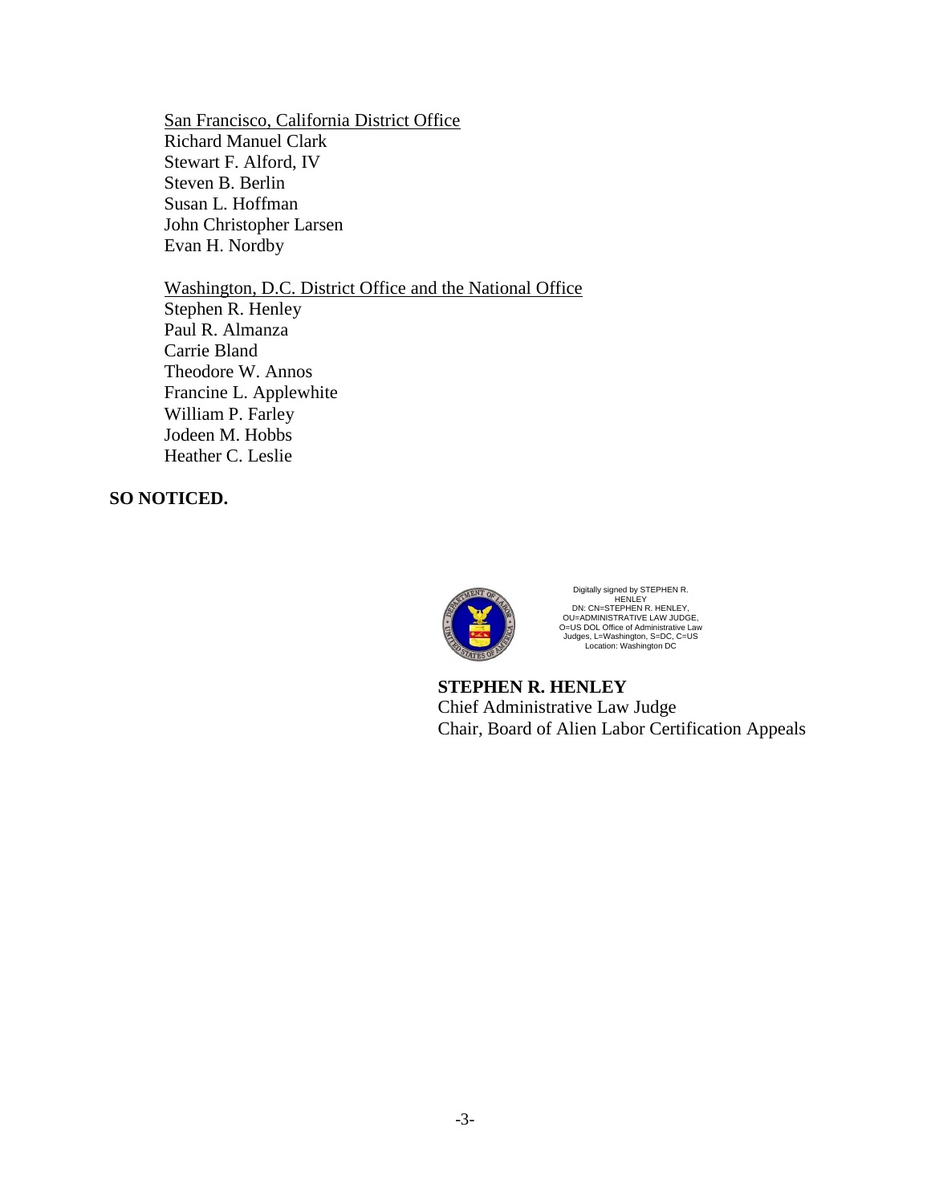San Francisco, California District Office
Richard Manuel Clark
Stewart F. Alford, IV
Steven B. Berlin
Susan L. Hoffman
John Christopher Larsen
Evan H. Nordby

Washington, D.C. District Office and the National Office
Stephen R. Henley
Paul R. Almanza
Carrie Bland
Theodore W. Annos
Francine L. Applewhite
William P. Farley
Jodeen M. Hobbs
Heather C. Leslie

**SO NOTICED.**

Digitally signed by STEPHEN R. HENLEY
DN: CN=STEPHEN R. HENLEY, OU=ADMINISTRATIVE LAW JUDGE, O=US DOL Office of Administrative Law Judges, L=Washington, S=DC, C=US
Location: Washington DC

**STEPHEN R. HENLEY**
Chief Administrative Law Judge
Chair, Board of Alien Labor Certification Appeals